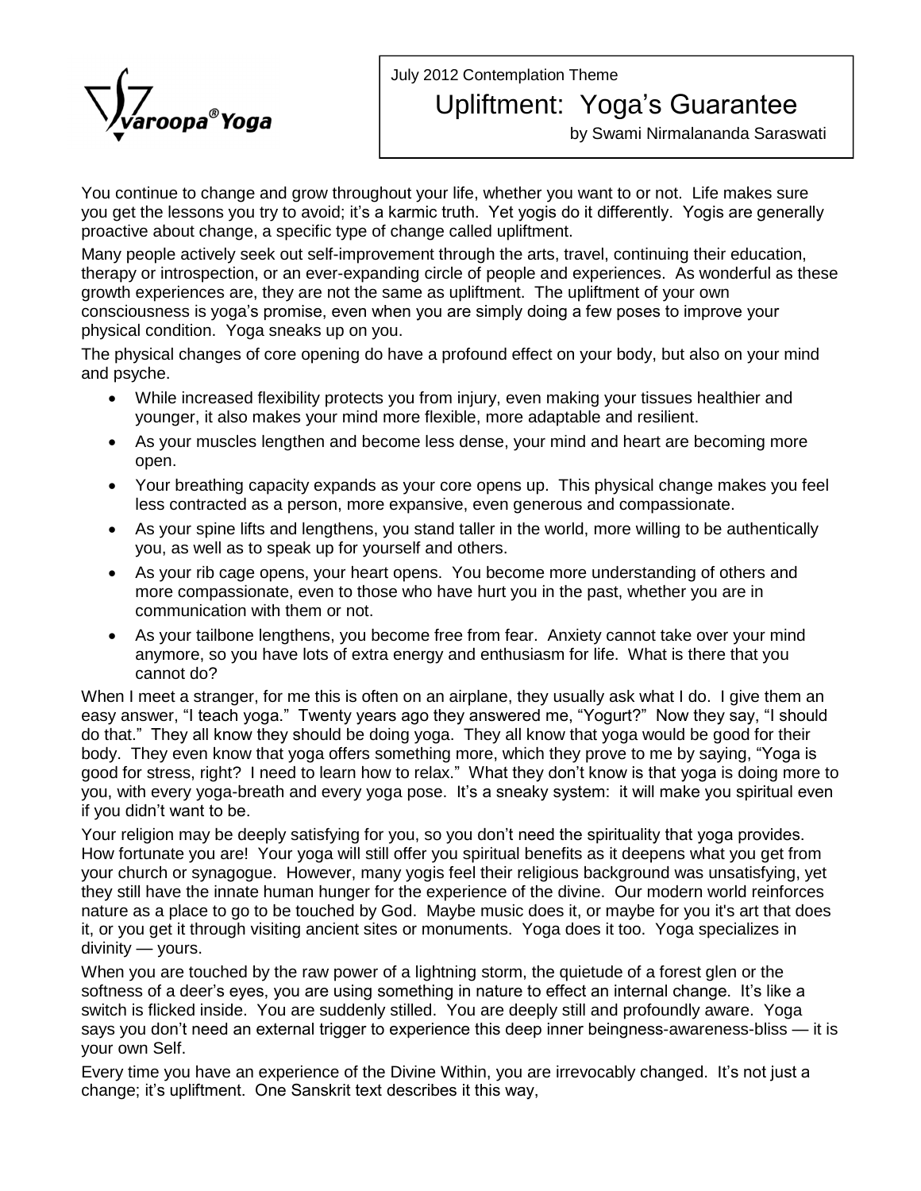Svaroopa® Yoga

July 2012 Contemplation Theme

# Upliftment: Yoga's Guarantee

by Swami Nirmalananda Saraswati

You continue to change and grow throughout your life, whether you want to or not. Life makes sure you get the lessons you try to avoid; it's a karmic truth. Yet yogis do it differently. Yogis are generally proactive about change, a specific type of change called upliftment.

Many people actively seek out self-improvement through the arts, travel, continuing their education, therapy or introspection, or an ever-expanding circle of people and experiences. As wonderful as these growth experiences are, they are not the same as upliftment. The upliftment of your own consciousness is yoga's promise, even when you are simply doing a few poses to improve your physical condition. Yoga sneaks up on you.

The physical changes of core opening do have a profound effect on your body, but also on your mind and psyche.

- While increased flexibility protects you from injury, even making your tissues healthier and younger, it also makes your mind more flexible, more adaptable and resilient.
- As your muscles lengthen and become less dense, your mind and heart are becoming more open.
- Your breathing capacity expands as your core opens up. This physical change makes you feel less contracted as a person, more expansive, even generous and compassionate.
- As your spine lifts and lengthens, you stand taller in the world, more willing to be authentically you, as well as to speak up for yourself and others.
- As your rib cage opens, your heart opens. You become more understanding of others and more compassionate, even to those who have hurt you in the past, whether you are in communication with them or not.
- As your tailbone lengthens, you become free from fear. Anxiety cannot take over your mind anymore, so you have lots of extra energy and enthusiasm for life. What is there that you cannot do?

When I meet a stranger, for me this is often on an airplane, they usually ask what I do. I give them an easy answer, "I teach yoga." Twenty years ago they answered me, "Yogurt?" Now they say, "I should do that." They all know they should be doing yoga. They all know that yoga would be good for their body. They even know that yoga offers something more, which they prove to me by saying, "Yoga is good for stress, right? I need to learn how to relax." What they don't know is that yoga is doing more to you, with every yoga-breath and every yoga pose. It's a sneaky system: it will make you spiritual even if you didn't want to be.

Your religion may be deeply satisfying for you, so you don't need the spirituality that yoga provides. How fortunate you are! Your yoga will still offer you spiritual benefits as it deepens what you get from your church or synagogue. However, many yogis feel their religious background was unsatisfying, yet they still have the innate human hunger for the experience of the divine. Our modern world reinforces nature as a place to go to be touched by God. Maybe music does it, or maybe for you it's art that does it, or you get it through visiting ancient sites or monuments. Yoga does it too. Yoga specializes in divinity — yours.

When you are touched by the raw power of a lightning storm, the quietude of a forest glen or the softness of a deer's eyes, you are using something in nature to effect an internal change. It's like a switch is flicked inside. You are suddenly stilled. You are deeply still and profoundly aware. Yoga says you don't need an external trigger to experience this deep inner beingness-awareness-bliss — it is your own Self.

Every time you have an experience of the Divine Within, you are irrevocably changed. It's not just a change; it's upliftment. One Sanskrit text describes it this way,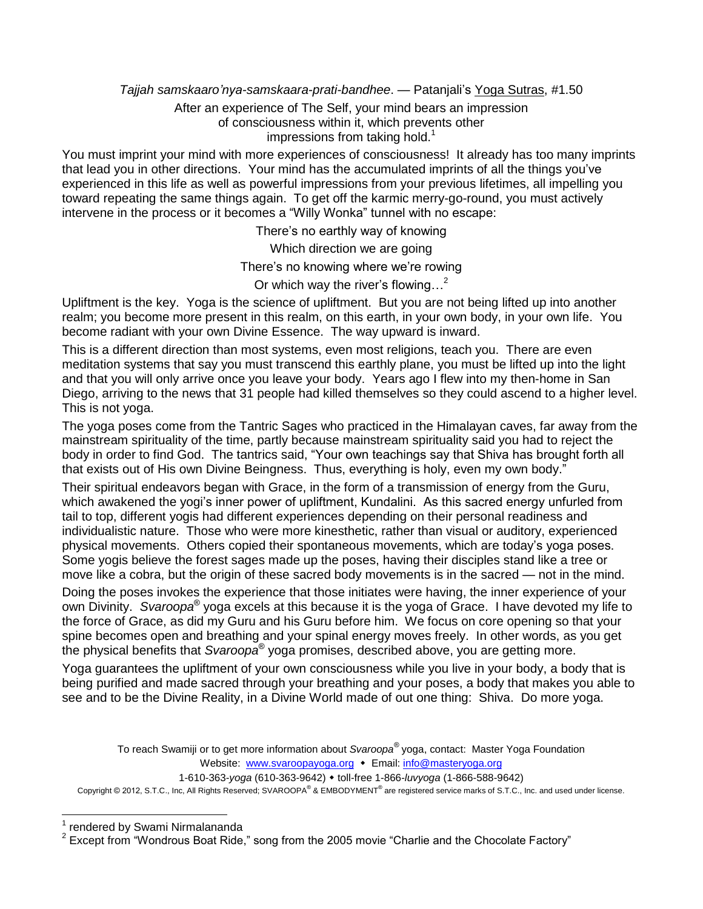*Tajjah samskaaro'nya-samskaara-prati-bandhee*. — Patanjali's Yoga Sutras, #1.50

After an experience of The Self, your mind bears an impression of consciousness within it, which prevents other impressions from taking hold.[1]

You must imprint your mind with more experiences of consciousness! It already has too many imprints that lead you in other directions. Your mind has the accumulated imprints of all the things you've experienced in this life as well as powerful impressions from your previous lifetimes, all impelling you toward repeating the same things again. To get off the karmic merry-go-round, you must actively intervene in the process or it becomes a "Willy Wonka" tunnel with no escape:

There's no earthly way of knowing
Which direction we are going
There's no knowing where we're rowing
Or which way the river's flowing…[2]

Upliftment is the key. Yoga is the science of upliftment. But you are not being lifted up into another realm; you become more present in this realm, on this earth, in your own body, in your own life. You become radiant with your own Divine Essence. The way upward is inward.

This is a different direction than most systems, even most religions, teach you. There are even meditation systems that say you must transcend this earthly plane, you must be lifted up into the light and that you will only arrive once you leave your body. Years ago I flew into my then-home in San Diego, arriving to the news that 31 people had killed themselves so they could ascend to a higher level. This is not yoga.

The yoga poses come from the Tantric Sages who practiced in the Himalayan caves, far away from the mainstream spirituality of the time, partly because mainstream spirituality said you had to reject the body in order to find God. The tantrics said, "Your own teachings say that Shiva has brought forth all that exists out of His own Divine Beingness. Thus, everything is holy, even my own body."

Their spiritual endeavors began with Grace, in the form of a transmission of energy from the Guru, which awakened the yogi's inner power of upliftment, Kundalini. As this sacred energy unfurled from tail to top, different yogis had different experiences depending on their personal readiness and individualistic nature. Those who were more kinesthetic, rather than visual or auditory, experienced physical movements. Others copied their spontaneous movements, which are today's yoga poses. Some yogis believe the forest sages made up the poses, having their disciples stand like a tree or move like a cobra, but the origin of these sacred body movements is in the sacred — not in the mind.

Doing the poses invokes the experience that those initiates were having, the inner experience of your own Divinity. *Svaroopa*® yoga excels at this because it is the yoga of Grace. I have devoted my life to the force of Grace, as did my Guru and his Guru before him. We focus on core opening so that your spine becomes open and breathing and your spinal energy moves freely. In other words, as you get the physical benefits that *Svaroopa*® yoga promises, described above, you are getting more.

Yoga guarantees the upliftment of your own consciousness while you live in your body, a body that is being purified and made sacred through your breathing and your poses, a body that makes you able to see and to be the Divine Reality, in a Divine World made of out one thing: Shiva. Do more yoga.

To reach Swamiji or to get more information about *Svaroopa*® yoga, contact: Master Yoga Foundation
Website: www.svaroopayoga.org • Email: info@masteryoga.org
1-610-363-*yoga* (610-363-9642) • toll-free 1-866-*luvyoga* (1-866-588-9642)
Copyright © 2012, S.T.C., Inc, All Rights Reserved; SVAROOPA® & EMBODYMENT® are registered service marks of S.T.C., Inc. and used under license.

[1] rendered by Swami Nirmalananda

[2] Except from "Wondrous Boat Ride," song from the 2005 movie "Charlie and the Chocolate Factory"